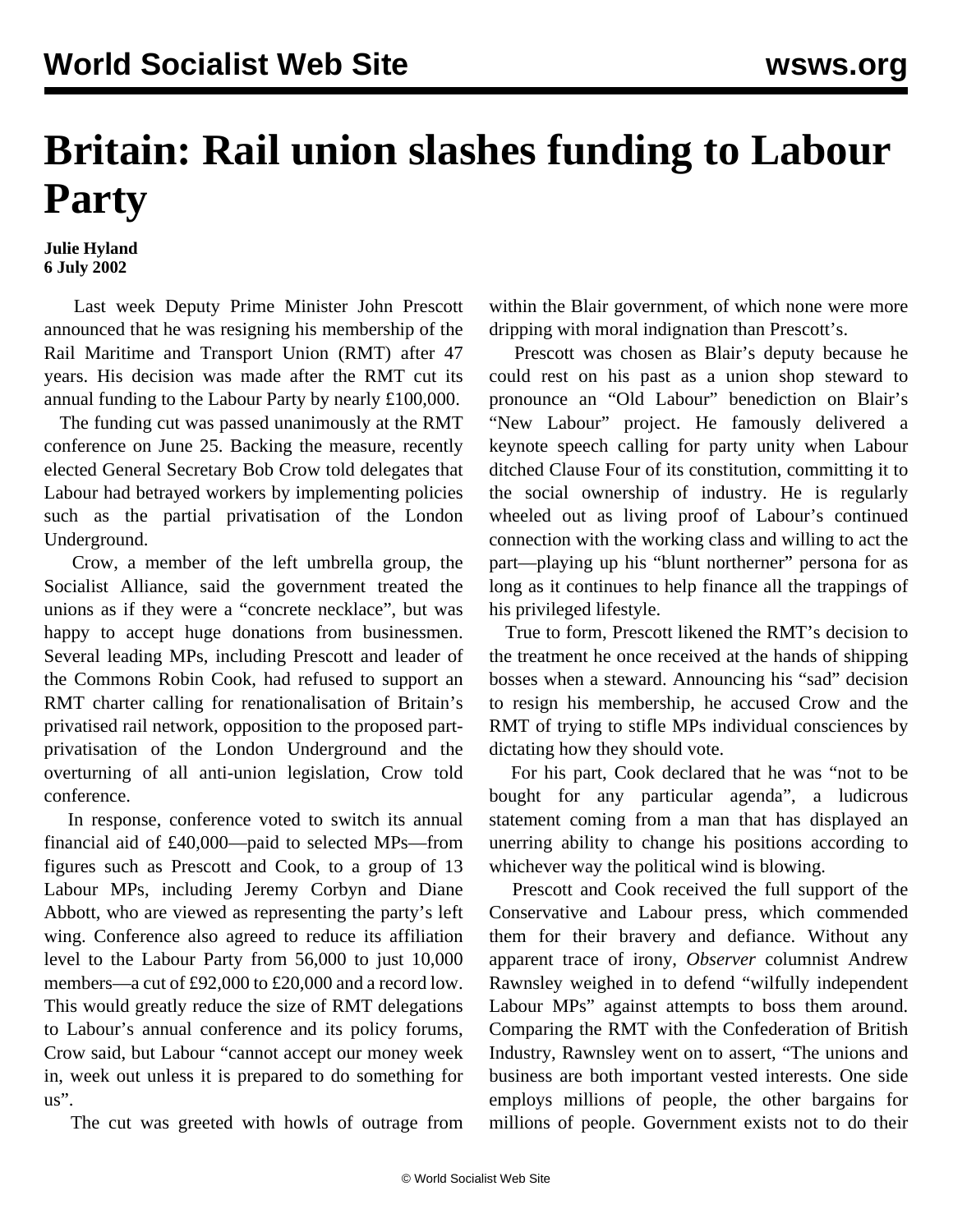# Britain: Rail union slashes funding to Labour Party

**Julie Hyland**
**6 July 2002**

Last week Deputy Prime Minister John Prescott announced that he was resigning his membership of the Rail Maritime and Transport Union (RMT) after 47 years. His decision was made after the RMT cut its annual funding to the Labour Party by nearly £100,000.

The funding cut was passed unanimously at the RMT conference on June 25. Backing the measure, recently elected General Secretary Bob Crow told delegates that Labour had betrayed workers by implementing policies such as the partial privatisation of the London Underground.

Crow, a member of the left umbrella group, the Socialist Alliance, said the government treated the unions as if they were a "concrete necklace", but was happy to accept huge donations from businessmen. Several leading MPs, including Prescott and leader of the Commons Robin Cook, had refused to support an RMT charter calling for renationalisation of Britain's privatised rail network, opposition to the proposed part-privatisation of the London Underground and the overturning of all anti-union legislation, Crow told conference.

In response, conference voted to switch its annual financial aid of £40,000—paid to selected MPs—from figures such as Prescott and Cook, to a group of 13 Labour MPs, including Jeremy Corbyn and Diane Abbott, who are viewed as representing the party's left wing. Conference also agreed to reduce its affiliation level to the Labour Party from 56,000 to just 10,000 members—a cut of £92,000 to £20,000 and a record low. This would greatly reduce the size of RMT delegations to Labour's annual conference and its policy forums, Crow said, but Labour "cannot accept our money week in, week out unless it is prepared to do something for us".

The cut was greeted with howls of outrage from within the Blair government, of which none were more dripping with moral indignation than Prescott's.

Prescott was chosen as Blair's deputy because he could rest on his past as a union shop steward to pronounce an "Old Labour" benediction on Blair's "New Labour" project. He famously delivered a keynote speech calling for party unity when Labour ditched Clause Four of its constitution, committing it to the social ownership of industry. He is regularly wheeled out as living proof of Labour's continued connection with the working class and willing to act the part—playing up his "blunt northerner" persona for as long as it continues to help finance all the trappings of his privileged lifestyle.

True to form, Prescott likened the RMT's decision to the treatment he once received at the hands of shipping bosses when a steward. Announcing his "sad" decision to resign his membership, he accused Crow and the RMT of trying to stifle MPs individual consciences by dictating how they should vote.

For his part, Cook declared that he was "not to be bought for any particular agenda", a ludicrous statement coming from a man that has displayed an unerring ability to change his positions according to whichever way the political wind is blowing.

Prescott and Cook received the full support of the Conservative and Labour press, which commended them for their bravery and defiance. Without any apparent trace of irony, *Observer* columnist Andrew Rawnsley weighed in to defend "wilfully independent Labour MPs" against attempts to boss them around. Comparing the RMT with the Confederation of British Industry, Rawnsley went on to assert, "The unions and business are both important vested interests. One side employs millions of people, the other bargains for millions of people. Government exists not to do their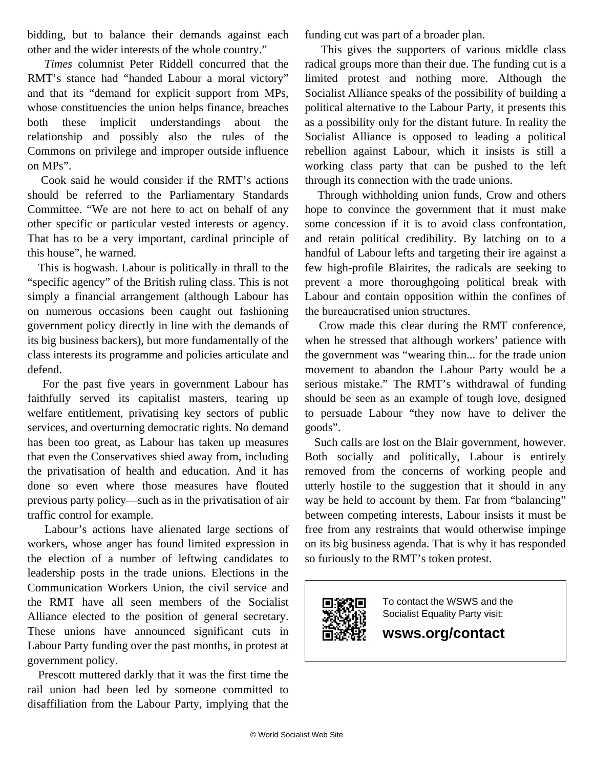bidding, but to balance their demands against each other and the wider interests of the whole country."

*Times* columnist Peter Riddell concurred that the RMT's stance had "handed Labour a moral victory" and that its "demand for explicit support from MPs, whose constituencies the union helps finance, breaches both these implicit understandings about the relationship and possibly also the rules of the Commons on privilege and improper outside influence on MPs".

Cook said he would consider if the RMT's actions should be referred to the Parliamentary Standards Committee. "We are not here to act on behalf of any other specific or particular vested interests or agency. That has to be a very important, cardinal principle of this house", he warned.

This is hogwash. Labour is politically in thrall to the "specific agency" of the British ruling class. This is not simply a financial arrangement (although Labour has on numerous occasions been caught out fashioning government policy directly in line with the demands of its big business backers), but more fundamentally of the class interests its programme and policies articulate and defend.

For the past five years in government Labour has faithfully served its capitalist masters, tearing up welfare entitlement, privatising key sectors of public services, and overturning democratic rights. No demand has been too great, as Labour has taken up measures that even the Conservatives shied away from, including the privatisation of health and education. And it has done so even where those measures have flouted previous party policy—such as in the privatisation of air traffic control for example.

Labour's actions have alienated large sections of workers, whose anger has found limited expression in the election of a number of leftwing candidates to leadership posts in the trade unions. Elections in the Communication Workers Union, the civil service and the RMT have all seen members of the Socialist Alliance elected to the position of general secretary. These unions have announced significant cuts in Labour Party funding over the past months, in protest at government policy.

Prescott muttered darkly that it was the first time the rail union had been led by someone committed to disaffiliation from the Labour Party, implying that the funding cut was part of a broader plan.

This gives the supporters of various middle class radical groups more than their due. The funding cut is a limited protest and nothing more. Although the Socialist Alliance speaks of the possibility of building a political alternative to the Labour Party, it presents this as a possibility only for the distant future. In reality the Socialist Alliance is opposed to leading a political rebellion against Labour, which it insists is still a working class party that can be pushed to the left through its connection with the trade unions.

Through withholding union funds, Crow and others hope to convince the government that it must make some concession if it is to avoid class confrontation, and retain political credibility. By latching on to a handful of Labour lefts and targeting their ire against a few high-profile Blairites, the radicals are seeking to prevent a more thoroughgoing political break with Labour and contain opposition within the confines of the bureaucratised union structures.

Crow made this clear during the RMT conference, when he stressed that although workers' patience with the government was "wearing thin... for the trade union movement to abandon the Labour Party would be a serious mistake." The RMT's withdrawal of funding should be seen as an example of tough love, designed to persuade Labour "they now have to deliver the goods".

Such calls are lost on the Blair government, however. Both socially and politically, Labour is entirely removed from the concerns of working people and utterly hostile to the suggestion that it should in any way be held to account by them. Far from "balancing" between competing interests, Labour insists it must be free from any restraints that would otherwise impinge on its big business agenda. That is why it has responded so furiously to the RMT's token protest.

To contact the WSWS and the Socialist Equality Party visit:

**wsws.org/contact**